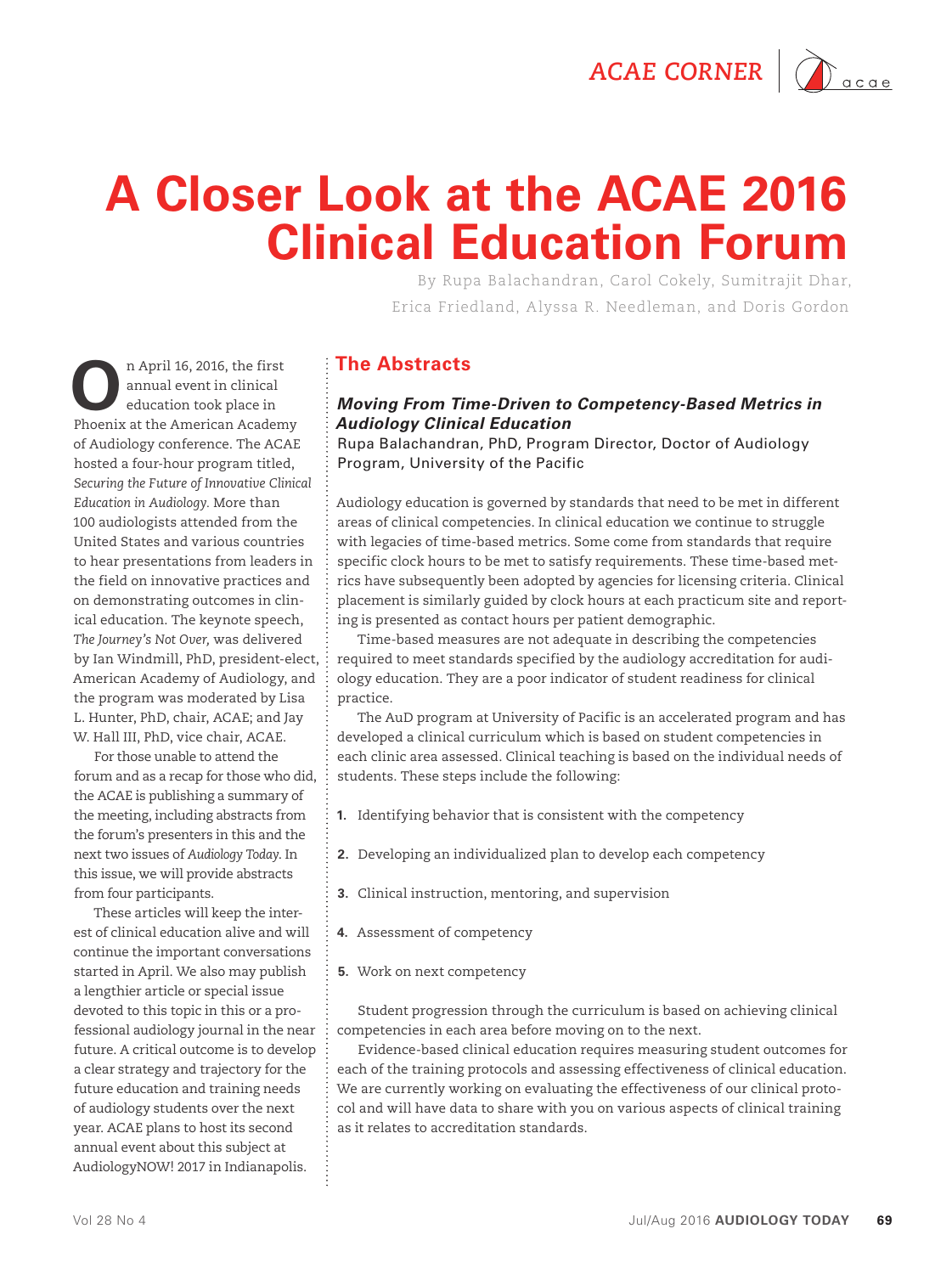ACAE CORNER

# A Closer Look at the ACAE 2016 Clinical Education Forum

By Rupa Balachandran, Carol Cokely, Sumitrajit Dhar, Erica Friedland, Alyssa R. Needleman, and Doris Gordon

On April 16, 2016, the first annual event in clinical education took place in Phoenix at the American Academy of Audiology conference. The ACAE hosted a four-hour program titled, *Securing the Future of Innovative Clinical Education in Audiology.* More than 100 audiologists attended from the United States and various countries to hear presentations from leaders in the field on innovative practices and on demonstrating outcomes in clinical education. The keynote speech, *The Journey's Not Over,* was delivered by Ian Windmill, PhD, president-elect, American Academy of Audiology, and the program was moderated by Lisa L. Hunter, PhD, chair, ACAE; and Jay W. Hall III, PhD, vice chair, ACAE.

For those unable to attend the forum and as a recap for those who did, the ACAE is publishing a summary of the meeting, including abstracts from the forum's presenters in this and the next two issues of *Audiology Today.* In this issue, we will provide abstracts from four participants.

These articles will keep the interest of clinical education alive and will continue the important conversations started in April. We also may publish a lengthier article or special issue devoted to this topic in this or a professional audiology journal in the near future. A critical outcome is to develop a clear strategy and trajectory for the future education and training needs of audiology students over the next year. ACAE plans to host its second annual event about this subject at AudiologyNOW! 2017 in Indianapolis.

## The Abstracts

### *Moving From Time-Driven to Competency-Based Metrics in Audiology Clinical Education*

Rupa Balachandran, PhD, Program Director, Doctor of Audiology Program, University of the Pacific

Audiology education is governed by standards that need to be met in different areas of clinical competencies. In clinical education we continue to struggle with legacies of time-based metrics. Some come from standards that require specific clock hours to be met to satisfy requirements. These time-based metrics have subsequently been adopted by agencies for licensing criteria. Clinical placement is similarly guided by clock hours at each practicum site and reporting is presented as contact hours per patient demographic.

Time-based measures are not adequate in describing the competencies required to meet standards specified by the audiology accreditation for audiology education. They are a poor indicator of student readiness for clinical practice.

The AuD program at University of Pacific is an accelerated program and has developed a clinical curriculum which is based on student competencies in each clinic area assessed. Clinical teaching is based on the individual needs of students. These steps include the following:

1. Identifying behavior that is consistent with the competency
2. Developing an individualized plan to develop each competency
3. Clinical instruction, mentoring, and supervision
4. Assessment of competency
5. Work on next competency

Student progression through the curriculum is based on achieving clinical competencies in each area before moving on to the next.

Evidence-based clinical education requires measuring student outcomes for each of the training protocols and assessing effectiveness of clinical education. We are currently working on evaluating the effectiveness of our clinical protocol and will have data to share with you on various aspects of clinical training as it relates to accreditation standards.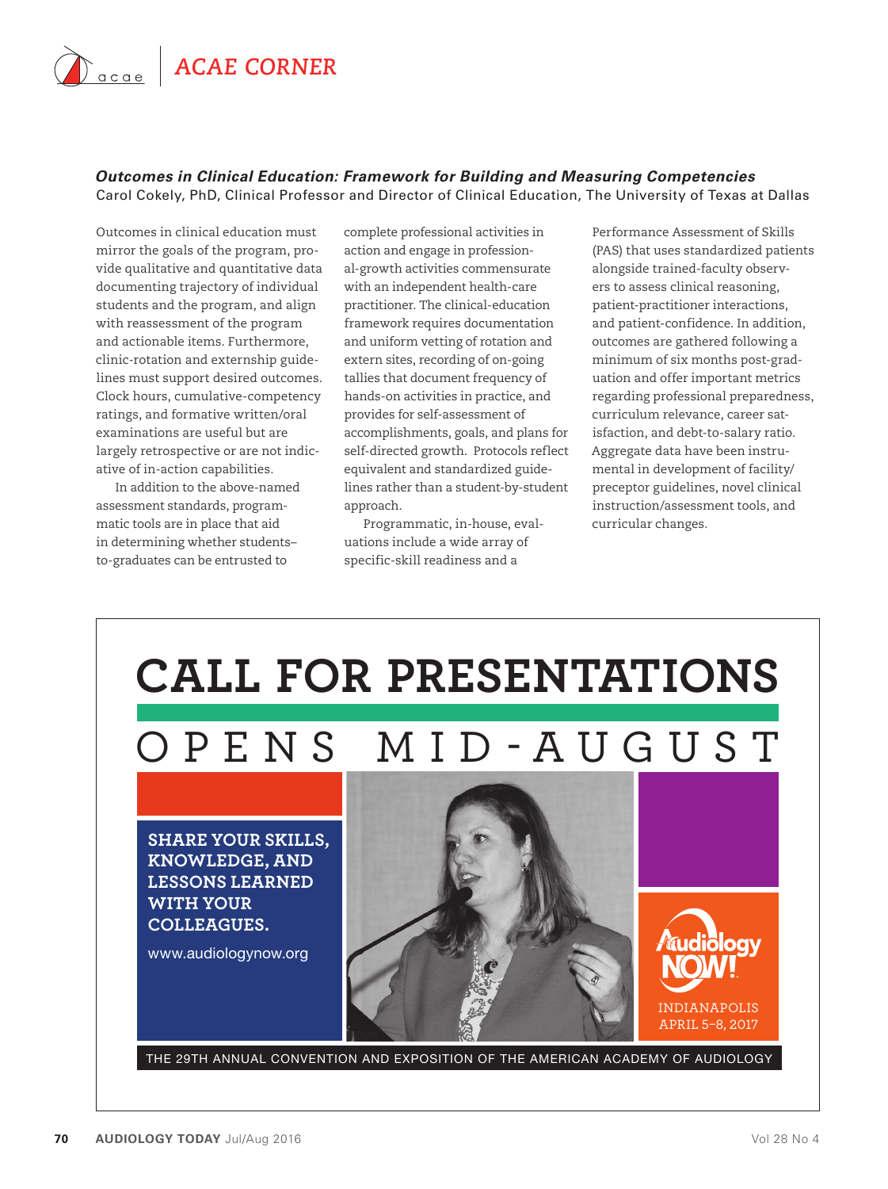## ACAE CORNER

### *Outcomes in Clinical Education: Framework for Building and Measuring Competencies*

Carol Cokely, PhD, Clinical Professor and Director of Clinical Education, The University of Texas at Dallas

Outcomes in clinical education must mirror the goals of the program, provide qualitative and quantitative data documenting trajectory of individual students and the program, and align with reassessment of the program and actionable items. Furthermore, clinic-rotation and externship guidelines must support desired outcomes. Clock hours, cumulative-competency ratings, and formative written/oral examinations are useful but are largely retrospective or are not indicative of in-action capabilities.

In addition to the above-named assessment standards, programmatic tools are in place that aid in determining whether students–to-graduates can be entrusted to complete professional activities in action and engage in professional-growth activities commensurate with an independent health-care practitioner. The clinical-education framework requires documentation and uniform vetting of rotation and extern sites, recording of on-going tallies that document frequency of hands-on activities in practice, and provides for self-assessment of accomplishments, goals, and plans for self-directed growth. Protocols reflect equivalent and standardized guidelines rather than a student-by-student approach.

Programmatic, in-house, evaluations include a wide array of specific-skill readiness and a Performance Assessment of Skills (PAS) that uses standardized patients alongside trained-faculty observers to assess clinical reasoning, patient-practitioner interactions, and patient-confidence. In addition, outcomes are gathered following a minimum of six months post-graduation and offer important metrics regarding professional preparedness, curriculum relevance, career satisfaction, and debt-to-salary ratio. Aggregate data have been instrumental in development of facility/preceptor guidelines, novel clinical instruction/assessment tools, and curricular changes.

# CALL FOR PRESENTATIONS

## OPENS MID-AUGUST

**SHARE YOUR SKILLS, KNOWLEDGE, AND LESSONS LEARNED WITH YOUR COLLEAGUES.**

www.audiologynow.org

AudiologyNOW!

INDIANAPOLIS
APRIL 5–8, 2017

THE 29TH ANNUAL CONVENTION AND EXPOSITION OF THE AMERICAN ACADEMY OF AUDIOLOGY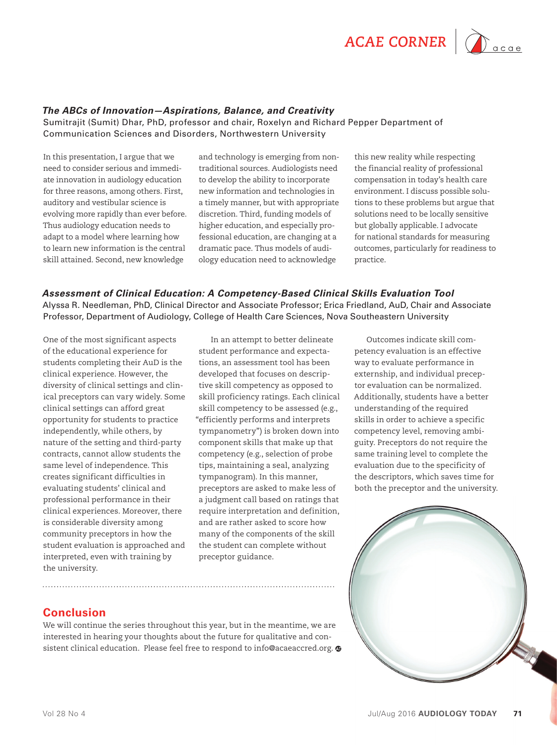### *The ABCs of Innovation—Aspirations, Balance, and Creativity*

Sumitrajit (Sumit) Dhar, PhD, professor and chair, Roxelyn and Richard Pepper Department of Communication Sciences and Disorders, Northwestern University

In this presentation, I argue that we need to consider serious and immediate innovation in audiology education for three reasons, among others. First, auditory and vestibular science is evolving more rapidly than ever before. Thus audiology education needs to adapt to a model where learning how to learn new information is the central skill attained. Second, new knowledge and technology is emerging from nontraditional sources. Audiologists need to develop the ability to incorporate new information and technologies in a timely manner, but with appropriate discretion. Third, funding models of higher education, and especially professional education, are changing at a dramatic pace. Thus models of audiology education need to acknowledge this new reality while respecting the financial reality of professional compensation in today's health care environment. I discuss possible solutions to these problems but argue that solutions need to be locally sensitive but globally applicable. I advocate for national standards for measuring outcomes, particularly for readiness to practice.

### *Assessment of Clinical Education: A Competency-Based Clinical Skills Evaluation Tool*

Alyssa R. Needleman, PhD, Clinical Director and Associate Professor; Erica Friedland, AuD, Chair and Associate Professor, Department of Audiology, College of Health Care Sciences, Nova Southeastern University

One of the most significant aspects of the educational experience for students completing their AuD is the clinical experience. However, the diversity of clinical settings and clinical preceptors can vary widely. Some clinical settings can afford great opportunity for students to practice independently, while others, by nature of the setting and third-party contracts, cannot allow students the same level of independence. This creates significant difficulties in evaluating students' clinical and professional performance in their clinical experiences. Moreover, there is considerable diversity among community preceptors in how the student evaluation is approached and interpreted, even with training by the university.

In an attempt to better delineate student performance and expectations, an assessment tool has been developed that focuses on descriptive skill competency as opposed to skill proficiency ratings. Each clinical skill competency to be assessed (e.g., "efficiently performs and interprets tympanometry") is broken down into component skills that make up that competency (e.g., selection of probe tips, maintaining a seal, analyzing tympanogram). In this manner, preceptors are asked to make less of a judgment call based on ratings that require interpretation and definition, and are rather asked to score how many of the components of the skill the student can complete without preceptor guidance.

Outcomes indicate skill competency evaluation is an effective way to evaluate performance in externship, and individual preceptor evaluation can be normalized. Additionally, students have a better understanding of the required skills in order to achieve a specific competency level, removing ambiguity. Preceptors do not require the same training level to complete the evaluation due to the specificity of the descriptors, which saves time for both the preceptor and the university.

## Conclusion

We will continue the series throughout this year, but in the meantime, we are interested in hearing your thoughts about the future for qualitative and consistent clinical education. Please feel free to respond to info@acaeaccred.org.